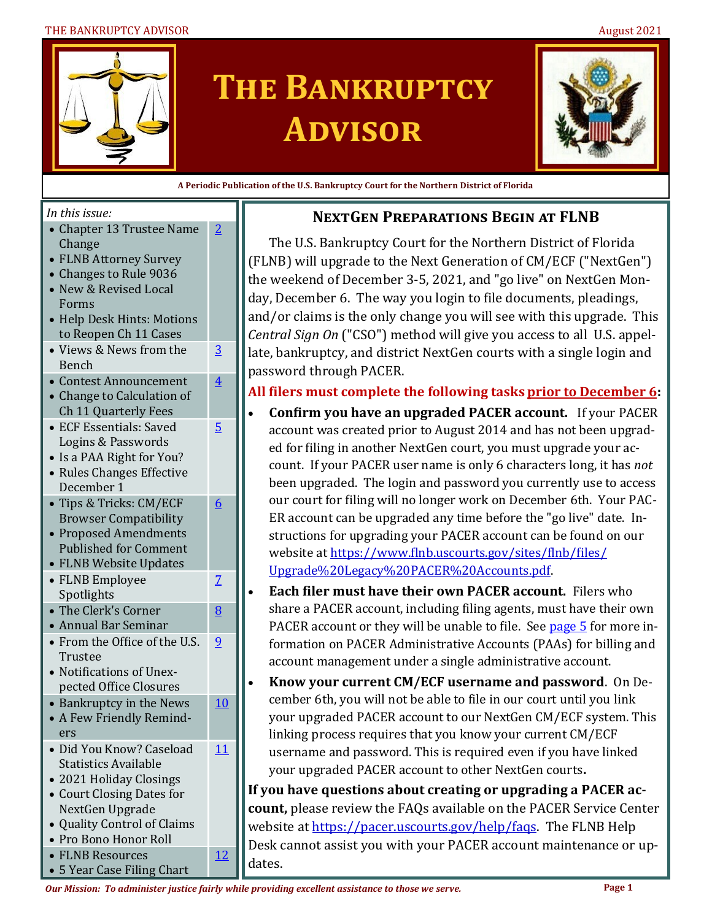# The Bankruptcy Advisor

**A Periodic Publication of the U.S. Bankruptcy Court for the Northern District of Florida**

*In this issue:*

| Topics | Page |
|---|---|
| • Chapter 13 Trustee Name Change<br>• FLNB Attorney Survey<br>• Changes to Rule 9036<br>• New & Revised Local Forms<br>• Help Desk Hints: Motions to Reopen Ch 11 Cases | 2 |
| • Views & News from the Bench | 3 |
| • Contest Announcement<br>• Change to Calculation of Ch 11 Quarterly Fees | 4 |
| • ECF Essentials: Saved Logins & Passwords<br>• Is a PAA Right for You?<br>• Rules Changes Effective December 1 | 5 |
| • Tips & Tricks: CM/ECF Browser Compatibility<br>• Proposed Amendments Published for Comment<br>• FLNB Website Updates | 6 |
| • FLNB Employee Spotlights | 7 |
| • The Clerk's Corner<br>• Annual Bar Seminar | 8 |
| • From the Office of the U.S. Trustee<br>• Notifications of Unexpected Office Closures | 9 |
| • Bankruptcy in the News<br>• A Few Friendly Reminders | 10 |
| • Did You Know? Caseload Statistics Available<br>• 2021 Holiday Closings<br>• Court Closing Dates for NextGen Upgrade<br>• Quality Control of Claims<br>• Pro Bono Honor Roll | 11 |
| • FLNB Resources<br>• 5 Year Case Filing Chart | 12 |

## NextGen Preparations Begin at FLNB

The U.S. Bankruptcy Court for the Northern District of Florida (FLNB) will upgrade to the Next Generation of CM/ECF ("NextGen") the weekend of December 3-5, 2021, and "go live" on NextGen Monday, December 6. The way you login to file documents, pleadings, and/or claims is the only change you will see with this upgrade. This *Central Sign On* ("CSO") method will give you access to all U.S. appellate, bankruptcy, and district NextGen courts with a single login and password through PACER.

**All filers must complete the following tasks prior to December 6:**

- **Confirm you have an upgraded PACER account.** If your PACER account was created prior to August 2014 and has not been upgraded for filing in another NextGen court, you must upgrade your account. If your PACER user name is only 6 characters long, it has *not* been upgraded. The login and password you currently use to access our court for filing will no longer work on December 6th. Your PACER account can be upgraded any time before the "go live" date. Instructions for upgrading your PACER account can be found on our website at https://www.flnb.uscourts.gov/sites/flnb/files/Upgrade%20Legacy%20PACER%20Accounts.pdf.
- **Each filer must have their own PACER account.** Filers who share a PACER account, including filing agents, must have their own PACER account or they will be unable to file. See page 5 for more information on PACER Administrative Accounts (PAAs) for billing and account management under a single administrative account.
- **Know your current CM/ECF username and password**. On December 6th, you will not be able to file in our court until you link your upgraded PACER account to our NextGen CM/ECF system. This linking process requires that you know your current CM/ECF username and password. This is required even if you have linked your upgraded PACER account to other NextGen courts**.**

**If you have questions about creating or upgrading a PACER account,** please review the FAQs available on the PACER Service Center website at https://pacer.uscourts.gov/help/faqs. The FLNB Help Desk cannot assist you with your PACER account maintenance or updates.

***Our Mission: To administer justice fairly while providing excellent assistance to those we serve.***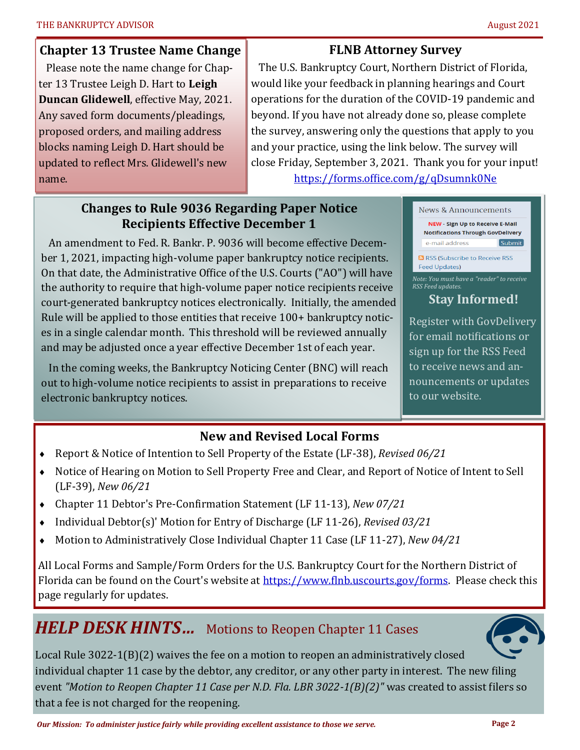## Chapter 13 Trustee Name Change

Please note the name change for Chapter 13 Trustee Leigh D. Hart to **Leigh Duncan Glidewell**, effective May, 2021. Any saved form documents/pleadings, proposed orders, and mailing address blocks naming Leigh D. Hart should be updated to reflect Mrs. Glidewell's new name.

## FLNB Attorney Survey

The U.S. Bankruptcy Court, Northern District of Florida, would like your feedback in planning hearings and Court operations for the duration of the COVID-19 pandemic and beyond. If you have not already done so, please complete the survey, answering only the questions that apply to you and your practice, using the link below. The survey will close Friday, September 3, 2021. Thank you for your input!

https://forms.office.com/g/qDsumnk0Ne

## Changes to Rule 9036 Regarding Paper Notice Recipients Effective December 1

An amendment to Fed. R. Bankr. P. 9036 will become effective December 1, 2021, impacting high-volume paper bankruptcy notice recipients. On that date, the Administrative Office of the U.S. Courts ("AO") will have the authority to require that high-volume paper notice recipients receive court-generated bankruptcy notices electronically. Initially, the amended Rule will be applied to those entities that receive 100+ bankruptcy notices in a single calendar month. This threshold will be reviewed annually and may be adjusted once a year effective December 1st of each year.

In the coming weeks, the Bankruptcy Noticing Center (BNC) will reach out to high-volume notice recipients to assist in preparations to receive electronic bankruptcy notices.

News & Announcements

**NEW** - Sign Up to Receive E-Mail Notifications Through GovDelivery

e-mail address Submit

RSS (Subscribe to Receive RSS Feed Updates)

*Note: You must have a "reader" to receive RSS Feed updates.*

## Stay Informed!

Register with GovDelivery for email notifications or sign up for the RSS Feed to receive news and announcements or updates to our website.

## New and Revised Local Forms

- Report & Notice of Intention to Sell Property of the Estate (LF-38), *Revised 06/21*
- Notice of Hearing on Motion to Sell Property Free and Clear, and Report of Notice of Intent to Sell (LF-39), *New 06/21*
- Chapter 11 Debtor's Pre-Confirmation Statement (LF 11-13), *New 07/21*
- Individual Debtor(s)' Motion for Entry of Discharge (LF 11-26), *Revised 03/21*
- Motion to Administratively Close Individual Chapter 11 Case (LF 11-27), *New 04/21*

All Local Forms and Sample/Form Orders for the U.S. Bankruptcy Court for the Northern District of Florida can be found on the Court's website at https://www.flnb.uscourts.gov/forms. Please check this page regularly for updates.

## *HELP DESK HINTS…* Motions to Reopen Chapter 11 Cases

Local Rule 3022-1(B)(2) waives the fee on a motion to reopen an administratively closed individual chapter 11 case by the debtor, any creditor, or any other party in interest. The new filing event *"Motion to Reopen Chapter 11 Case per N.D. Fla. LBR 3022-1(B)(2)"* was created to assist filers so that a fee is not charged for the reopening.

***Our Mission: To administer justice fairly while providing excellent assistance to those we serve.***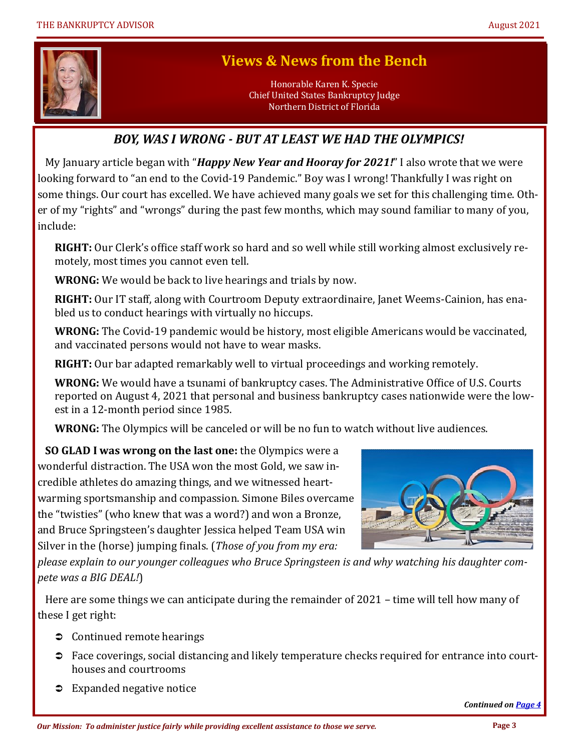## Views & News from the Bench

Honorable Karen K. Specie
Chief United States Bankruptcy Judge
Northern District of Florida

### *BOY, WAS I WRONG - BUT AT LEAST WE HAD THE OLYMPICS!*

My January article began with "***Happy New Year and Hooray for 2021!***" I also wrote that we were looking forward to "an end to the Covid-19 Pandemic." Boy was I wrong! Thankfully I was right on some things. Our court has excelled. We have achieved many goals we set for this challenging time. Other of my "rights" and "wrongs" during the past few months, which may sound familiar to many of you, include:

**RIGHT:** Our Clerk's office staff work so hard and so well while still working almost exclusively remotely, most times you cannot even tell.

**WRONG:** We would be back to live hearings and trials by now.

**RIGHT:** Our IT staff, along with Courtroom Deputy extraordinaire, Janet Weems-Cainion, has enabled us to conduct hearings with virtually no hiccups.

**WRONG:** The Covid-19 pandemic would be history, most eligible Americans would be vaccinated, and vaccinated persons would not have to wear masks.

**RIGHT:** Our bar adapted remarkably well to virtual proceedings and working remotely.

**WRONG:** We would have a tsunami of bankruptcy cases. The Administrative Office of U.S. Courts reported on August 4, 2021 that personal and business bankruptcy cases nationwide were the lowest in a 12-month period since 1985.

**WRONG:** The Olympics will be canceled or will be no fun to watch without live audiences.

**SO GLAD I was wrong on the last one:** the Olympics were a wonderful distraction. The USA won the most Gold, we saw incredible athletes do amazing things, and we witnessed heart-warming sportsmanship and compassion. Simone Biles overcame the "twisties" (who knew that was a word?) and won a Bronze, and Bruce Springsteen's daughter Jessica helped Team USA win Silver in the (horse) jumping finals. (*Those of you from my era: please explain to our younger colleagues who Bruce Springsteen is and why watching his daughter compete was a BIG DEAL!*)

Here are some things we can anticipate during the remainder of 2021 – time will tell how many of these I get right:

- Continued remote hearings
- Face coverings, social distancing and likely temperature checks required for entrance into courthouses and courtrooms
- Expanded negative notice

***Continued on Page 4***

*Our Mission: To administer justice fairly while providing excellent assistance to those we serve.*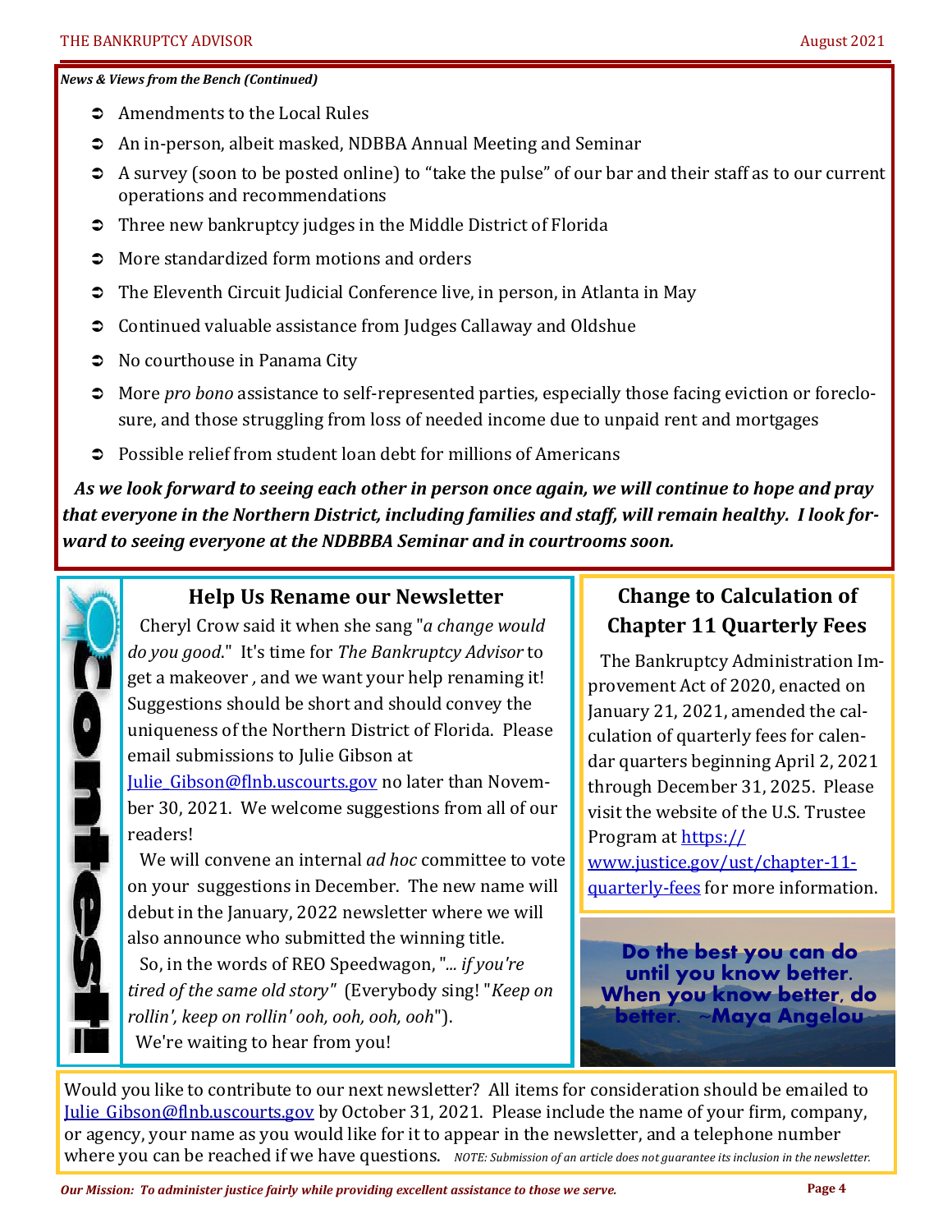*News & Views from the Bench (Continued)*

- Amendments to the Local Rules
- An in-person, albeit masked, NDBBA Annual Meeting and Seminar
- A survey (soon to be posted online) to "take the pulse" of our bar and their staff as to our current operations and recommendations
- Three new bankruptcy judges in the Middle District of Florida
- More standardized form motions and orders
- The Eleventh Circuit Judicial Conference live, in person, in Atlanta in May
- Continued valuable assistance from Judges Callaway and Oldshue
- No courthouse in Panama City
- More *pro bono* assistance to self-represented parties, especially those facing eviction or foreclosure, and those struggling from loss of needed income due to unpaid rent and mortgages
- Possible relief from student loan debt for millions of Americans

***As we look forward to seeing each other in person once again, we will continue to hope and pray that everyone in the Northern District, including families and staff, will remain healthy. I look forward to seeing everyone at the NDBBBA Seminar and in courtrooms soon.***

## Help Us Rename our Newsletter

Cheryl Crow said it when she sang "*a change would do you good*." It's time for *The Bankruptcy Advisor* to get a makeover , and we want your help renaming it! Suggestions should be short and should convey the uniqueness of the Northern District of Florida. Please email submissions to Julie Gibson at [Julie_Gibson@flnb.uscourts.gov](mailto:Julie_Gibson@flnb.uscourts.gov) no later than November 30, 2021. We welcome suggestions from all of our readers!

We will convene an internal *ad hoc* committee to vote on your suggestions in December. The new name will debut in the January, 2022 newsletter where we will also announce who submitted the winning title.

So, in the words of REO Speedwagon, "*... if you're tired of the same old story"* (Everybody sing! "*Keep on rollin', keep on rollin' ooh, ooh, ooh, ooh*").

We're waiting to hear from you!

## Change to Calculation of Chapter 11 Quarterly Fees

The Bankruptcy Administration Improvement Act of 2020, enacted on January 21, 2021, amended the calculation of quarterly fees for calendar quarters beginning April 2, 2021 through December 31, 2025. Please visit the website of the U.S. Trustee Program at [https://www.justice.gov/ust/chapter-11-quarterly-fees](https://www.justice.gov/ust/chapter-11-quarterly-fees) for more information.

**Do the best you can do until you know better. When you know better, do better. ~Maya Angelou**

Would you like to contribute to our next newsletter? All items for consideration should be emailed to [Julie_Gibson@flnb.uscourts.gov](mailto:Julie_Gibson@flnb.uscourts.gov) by October 31, 2021. Please include the name of your firm, company, or agency, your name as you would like for it to appear in the newsletter, and a telephone number where you can be reached if we have questions. *NOTE: Submission of an article does not guarantee its inclusion in the newsletter.*

***Our Mission: To administer justice fairly while providing excellent assistance to those we serve.***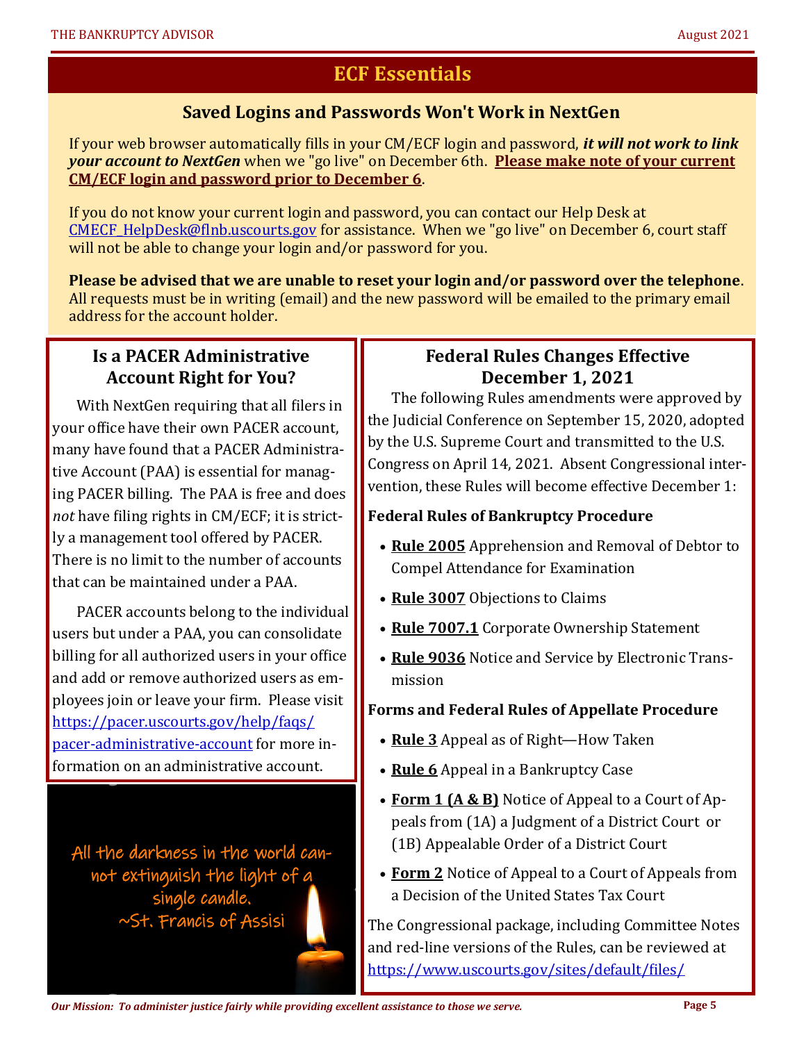# ECF Essentials

## Saved Logins and Passwords Won't Work in NextGen

If your web browser automatically fills in your CM/ECF login and password, ***it will not work to link your account to NextGen*** when we "go live" on December 6th. **Please make note of your current CM/ECF login and password prior to December 6**.

If you do not know your current login and password, you can contact our Help Desk at CMECF_HelpDesk@flnb.uscourts.gov for assistance. When we "go live" on December 6, court staff will not be able to change your login and/or password for you.

**Please be advised that we are unable to reset your login and/or password over the telephone**. All requests must be in writing (email) and the new password will be emailed to the primary email address for the account holder.

## Is a PACER Administrative Account Right for You?

With NextGen requiring that all filers in your office have their own PACER account, many have found that a PACER Administrative Account (PAA) is essential for managing PACER billing. The PAA is free and does *not* have filing rights in CM/ECF; it is strictly a management tool offered by PACER. There is no limit to the number of accounts that can be maintained under a PAA.

PACER accounts belong to the individual users but under a PAA, you can consolidate billing for all authorized users in your office and add or remove authorized users as employees join or leave your firm. Please visit https://pacer.uscourts.gov/help/faqs/pacer-administrative-account for more information on an administrative account.

All the darkness in the world cannot extinguish the light of a single candle.
~St. Francis of Assisi

## Federal Rules Changes Effective December 1, 2021

The following Rules amendments were approved by the Judicial Conference on September 15, 2020, adopted by the U.S. Supreme Court and transmitted to the U.S. Congress on April 14, 2021. Absent Congressional intervention, these Rules will become effective December 1:

**Federal Rules of Bankruptcy Procedure**

- **Rule 2005** Apprehension and Removal of Debtor to Compel Attendance for Examination
- **Rule 3007** Objections to Claims
- **Rule 7007.1** Corporate Ownership Statement
- **Rule 9036** Notice and Service by Electronic Transmission

**Forms and Federal Rules of Appellate Procedure**

- **Rule 3** Appeal as of Right—How Taken
- **Rule 6** Appeal in a Bankruptcy Case
- **Form 1 (A & B)** Notice of Appeal to a Court of Appeals from (1A) a Judgment of a District Court or (1B) Appealable Order of a District Court
- **Form 2** Notice of Appeal to a Court of Appeals from a Decision of the United States Tax Court

The Congressional package, including Committee Notes and red-line versions of the Rules, can be reviewed at https://www.uscourts.gov/sites/default/files/

*Our Mission: To administer justice fairly while providing excellent assistance to those we serve.*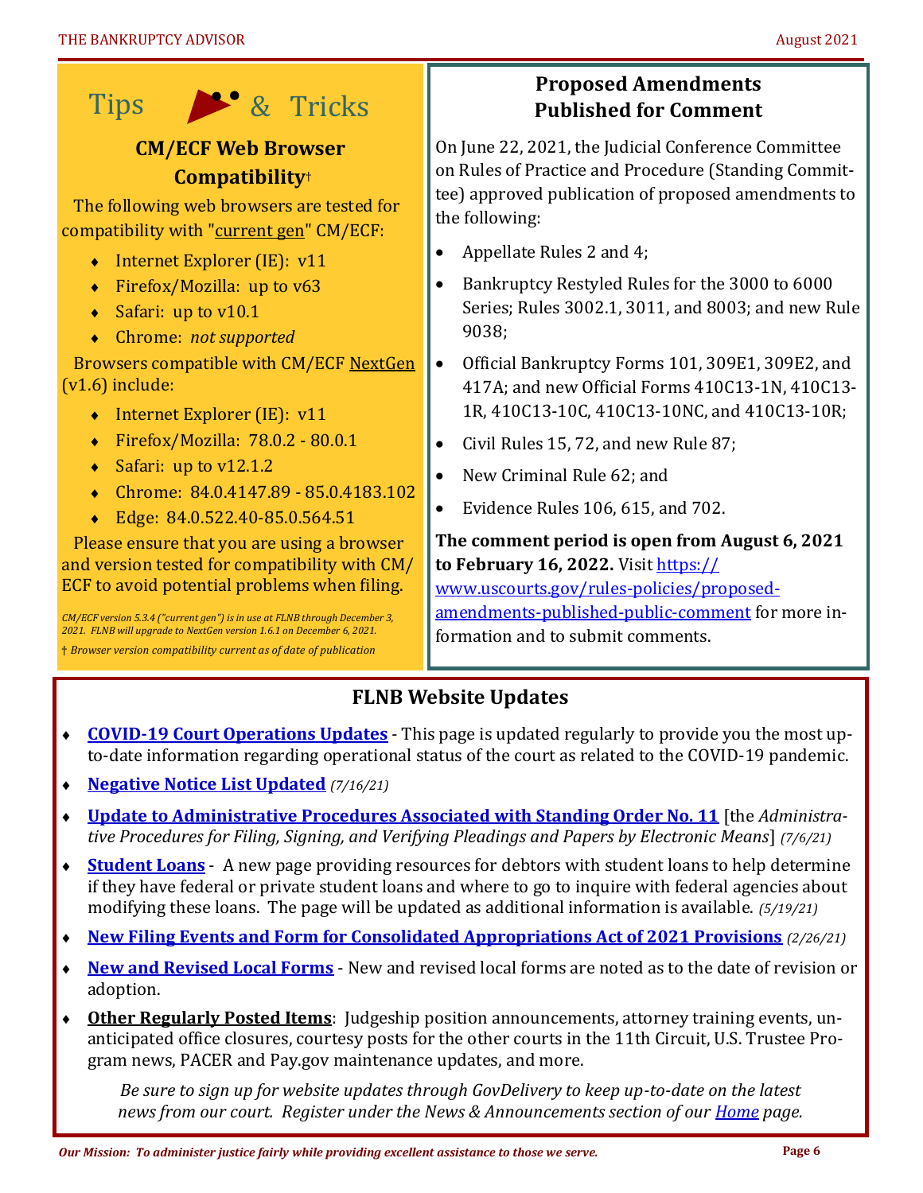## Tips & Tricks

### CM/ECF Web Browser Compatibility†

The following web browsers are tested for compatibility with "current gen" CM/ECF:

- Internet Explorer (IE): v11
- Firefox/Mozilla: up to v63
- Safari: up to v10.1
- Chrome: *not supported*

Browsers compatible with CM/ECF NextGen (v1.6) include:

- Internet Explorer (IE): v11
- Firefox/Mozilla: 78.0.2 - 80.0.1
- Safari: up to v12.1.2
- Chrome: 84.0.4147.89 - 85.0.4183.102
- Edge: 84.0.522.40-85.0.564.51

Please ensure that you are using a browser and version tested for compatibility with CM/ECF to avoid potential problems when filing.

*CM/ECF version 5.3.4 ("current gen") is in use at FLNB through December 3, 2021. FLNB will upgrade to NextGen version 1.6.1 on December 6, 2021.*

† *Browser version compatibility current as of date of publication*

## Proposed Amendments Published for Comment

On June 22, 2021, the Judicial Conference Committee on Rules of Practice and Procedure (Standing Committee) approved publication of proposed amendments to the following:

- Appellate Rules 2 and 4;
- Bankruptcy Restyled Rules for the 3000 to 6000 Series; Rules 3002.1, 3011, and 8003; and new Rule 9038;
- Official Bankruptcy Forms 101, 309E1, 309E2, and 417A; and new Official Forms 410C13-1N, 410C13-1R, 410C13-10C, 410C13-10NC, and 410C13-10R;
- Civil Rules 15, 72, and new Rule 87;
- New Criminal Rule 62; and
- Evidence Rules 106, 615, and 702.

**The comment period is open from August 6, 2021 to February 16, 2022.** Visit https://www.uscourts.gov/rules-policies/proposed-amendments-published-public-comment for more information and to submit comments.

## FLNB Website Updates

- **COVID-19 Court Operations Updates** - This page is updated regularly to provide you the most up-to-date information regarding operational status of the court as related to the COVID-19 pandemic.
- **Negative Notice List Updated** *(7/16/21)*
- **Update to Administrative Procedures Associated with Standing Order No. 11** [the *Administrative Procedures for Filing, Signing, and Verifying Pleadings and Papers by Electronic Means*] *(7/6/21)*
- **Student Loans** - A new page providing resources for debtors with student loans to help determine if they have federal or private student loans and where to go to inquire with federal agencies about modifying these loans. The page will be updated as additional information is available. *(5/19/21)*
- **New Filing Events and Form for Consolidated Appropriations Act of 2021 Provisions** *(2/26/21)*
- **New and Revised Local Forms** - New and revised local forms are noted as to the date of revision or adoption.
- **Other Regularly Posted Items**: Judgeship position announcements, attorney training events, unanticipated office closures, courtesy posts for the other courts in the 11th Circuit, U.S. Trustee Program news, PACER and Pay.gov maintenance updates, and more.

*Be sure to sign up for website updates through GovDelivery to keep up-to-date on the latest news from our court. Register under the News & Announcements section of our Home page.*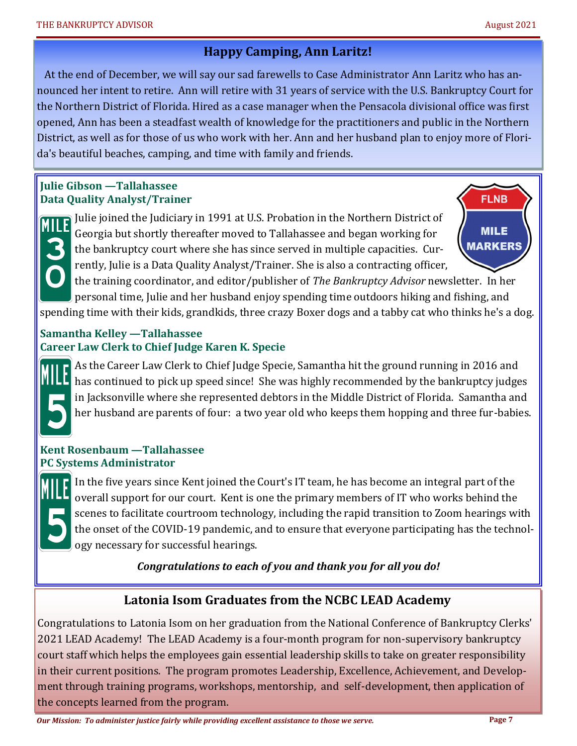## Happy Camping, Ann Laritz!

At the end of December, we will say our sad farewells to Case Administrator Ann Laritz who has announced her intent to retire. Ann will retire with 31 years of service with the U.S. Bankruptcy Court for the Northern District of Florida. Hired as a case manager when the Pensacola divisional office was first opened, Ann has been a steadfast wealth of knowledge for the practitioners and public in the Northern District, as well as for those of us who work with her. Ann and her husband plan to enjoy more of Florida's beautiful beaches, camping, and time with family and friends.

FLNB MILE MARKERS

**Julie Gibson —Tallahassee**
**Data Quality Analyst/Trainer**

MILE 30

Julie joined the Judiciary in 1991 at U.S. Probation in the Northern District of Georgia but shortly thereafter moved to Tallahassee and began working for the bankruptcy court where she has since served in multiple capacities. Currently, Julie is a Data Quality Analyst/Trainer. She is also a contracting officer, the training coordinator, and editor/publisher of *The Bankruptcy Advisor* newsletter. In her personal time, Julie and her husband enjoy spending time outdoors hiking and fishing, and spending time with their kids, grandkids, three crazy Boxer dogs and a tabby cat who thinks he's a dog.

**Samantha Kelley —Tallahassee**
**Career Law Clerk to Chief Judge Karen K. Specie**

MILE 5

As the Career Law Clerk to Chief Judge Specie, Samantha hit the ground running in 2016 and has continued to pick up speed since! She was highly recommended by the bankruptcy judges in Jacksonville where she represented debtors in the Middle District of Florida. Samantha and her husband are parents of four: a two year old who keeps them hopping and three fur-babies.

**Kent Rosenbaum —Tallahassee**
**PC Systems Administrator**

MILE 5

In the five years since Kent joined the Court's IT team, he has become an integral part of the overall support for our court. Kent is one the primary members of IT who works behind the scenes to facilitate courtroom technology, including the rapid transition to Zoom hearings with the onset of the COVID-19 pandemic, and to ensure that everyone participating has the technology necessary for successful hearings.

***Congratulations to each of you and thank you for all you do!***

## Latonia Isom Graduates from the NCBC LEAD Academy

Congratulations to Latonia Isom on her graduation from the National Conference of Bankruptcy Clerks' 2021 LEAD Academy! The LEAD Academy is a four-month program for non-supervisory bankruptcy court staff which helps the employees gain essential leadership skills to take on greater responsibility in their current positions. The program promotes Leadership, Excellence, Achievement, and Development through training programs, workshops, mentorship, and self-development, then application of the concepts learned from the program.

*Our Mission: To administer justice fairly while providing excellent assistance to those we serve.*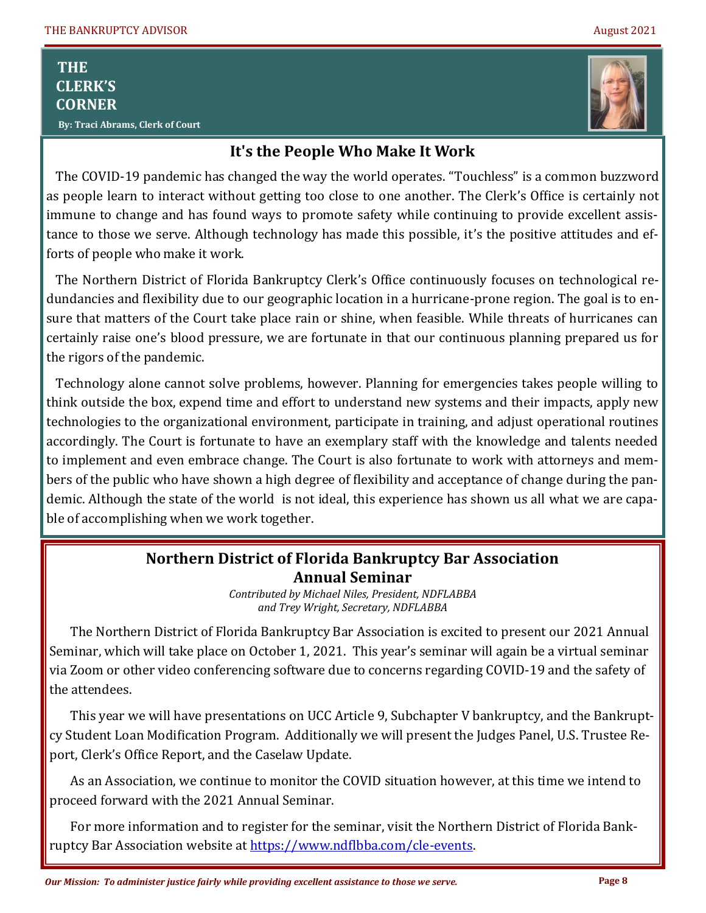## THE CLERK'S CORNER

**By: Traci Abrams, Clerk of Court**

### It's the People Who Make It Work

The COVID-19 pandemic has changed the way the world operates. "Touchless" is a common buzzword as people learn to interact without getting too close to one another. The Clerk's Office is certainly not immune to change and has found ways to promote safety while continuing to provide excellent assistance to those we serve. Although technology has made this possible, it's the positive attitudes and efforts of people who make it work.

The Northern District of Florida Bankruptcy Clerk's Office continuously focuses on technological redundancies and flexibility due to our geographic location in a hurricane-prone region. The goal is to ensure that matters of the Court take place rain or shine, when feasible. While threats of hurricanes can certainly raise one's blood pressure, we are fortunate in that our continuous planning prepared us for the rigors of the pandemic.

Technology alone cannot solve problems, however. Planning for emergencies takes people willing to think outside the box, expend time and effort to understand new systems and their impacts, apply new technologies to the organizational environment, participate in training, and adjust operational routines accordingly. The Court is fortunate to have an exemplary staff with the knowledge and talents needed to implement and even embrace change. The Court is also fortunate to work with attorneys and members of the public who have shown a high degree of flexibility and acceptance of change during the pandemic. Although the state of the world is not ideal, this experience has shown us all what we are capable of accomplishing when we work together.

## Northern District of Florida Bankruptcy Bar Association Annual Seminar

*Contributed by Michael Niles, President, NDFLABBA and Trey Wright, Secretary, NDFLABBA*

The Northern District of Florida Bankruptcy Bar Association is excited to present our 2021 Annual Seminar, which will take place on October 1, 2021. This year's seminar will again be a virtual seminar via Zoom or other video conferencing software due to concerns regarding COVID-19 and the safety of the attendees.

This year we will have presentations on UCC Article 9, Subchapter V bankruptcy, and the Bankruptcy Student Loan Modification Program. Additionally we will present the Judges Panel, U.S. Trustee Report, Clerk's Office Report, and the Caselaw Update.

As an Association, we continue to monitor the COVID situation however, at this time we intend to proceed forward with the 2021 Annual Seminar.

For more information and to register for the seminar, visit the Northern District of Florida Bankruptcy Bar Association website at [https://www.ndflbba.com/cle-events](https://www.ndflbba.com/cle-events).

*Our Mission: To administer justice fairly while providing excellent assistance to those we serve.*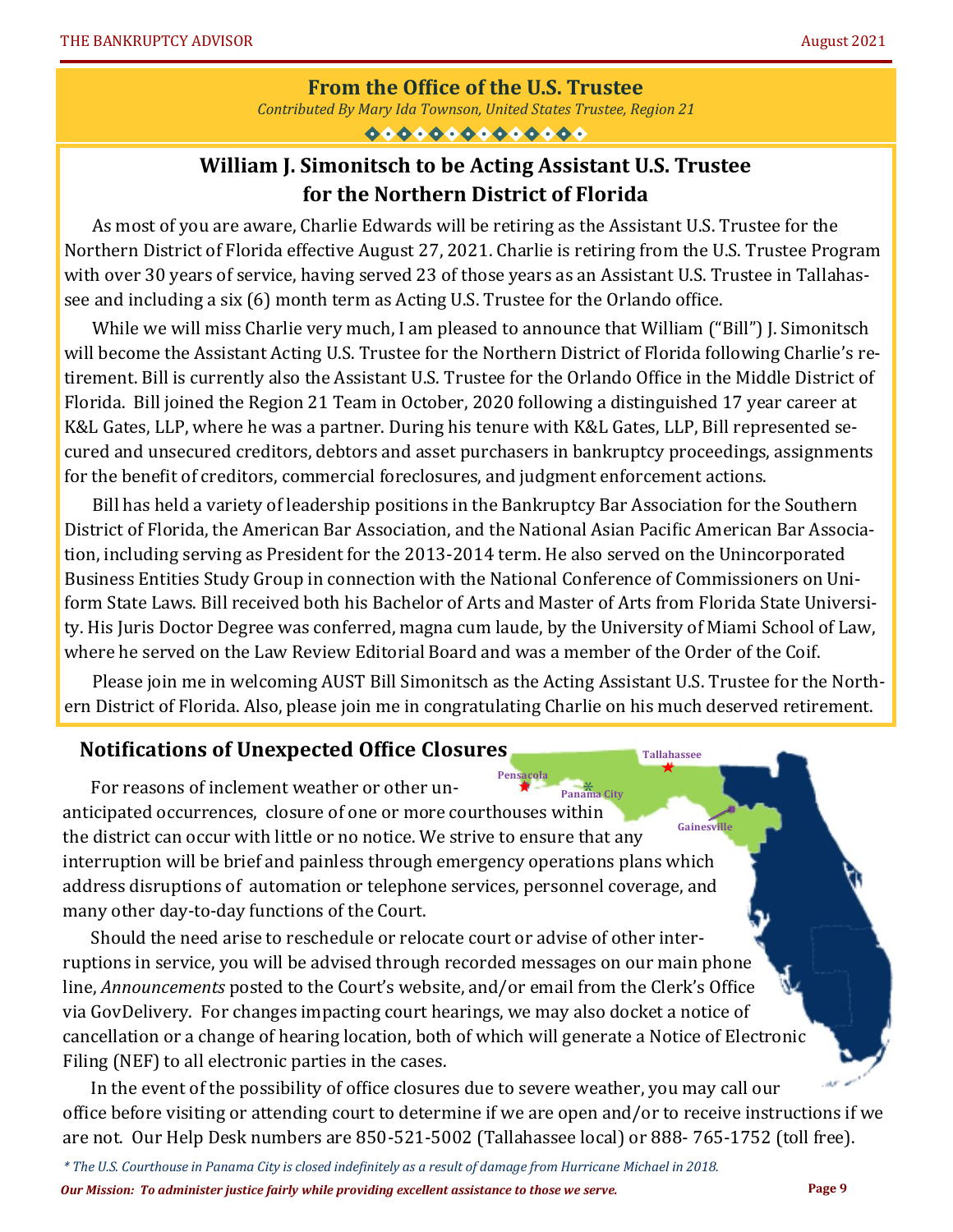## From the Office of the U.S. Trustee

*Contributed By Mary Ida Townson, United States Trustee, Region 21*

### William J. Simonitsch to be Acting Assistant U.S. Trustee for the Northern District of Florida

As most of you are aware, Charlie Edwards will be retiring as the Assistant U.S. Trustee for the Northern District of Florida effective August 27, 2021. Charlie is retiring from the U.S. Trustee Program with over 30 years of service, having served 23 of those years as an Assistant U.S. Trustee in Tallahassee and including a six (6) month term as Acting U.S. Trustee for the Orlando office.

While we will miss Charlie very much, I am pleased to announce that William ("Bill") J. Simonitsch will become the Assistant Acting U.S. Trustee for the Northern District of Florida following Charlie's retirement. Bill is currently also the Assistant U.S. Trustee for the Orlando Office in the Middle District of Florida. Bill joined the Region 21 Team in October, 2020 following a distinguished 17 year career at K&L Gates, LLP, where he was a partner. During his tenure with K&L Gates, LLP, Bill represented secured and unsecured creditors, debtors and asset purchasers in bankruptcy proceedings, assignments for the benefit of creditors, commercial foreclosures, and judgment enforcement actions.

Bill has held a variety of leadership positions in the Bankruptcy Bar Association for the Southern District of Florida, the American Bar Association, and the National Asian Pacific American Bar Association, including serving as President for the 2013-2014 term. He also served on the Unincorporated Business Entities Study Group in connection with the National Conference of Commissioners on Uniform State Laws. Bill received both his Bachelor of Arts and Master of Arts from Florida State University. His Juris Doctor Degree was conferred, magna cum laude, by the University of Miami School of Law, where he served on the Law Review Editorial Board and was a member of the Order of the Coif.

Please join me in welcoming AUST Bill Simonitsch as the Acting Assistant U.S. Trustee for the Northern District of Florida. Also, please join me in congratulating Charlie on his much deserved retirement.

### Notifications of Unexpected Office Closures

For reasons of inclement weather or other unanticipated occurrences, closure of one or more courthouses within the district can occur with little or no notice. We strive to ensure that any interruption will be brief and painless through emergency operations plans which address disruptions of automation or telephone services, personnel coverage, and many other day-to-day functions of the Court.

Should the need arise to reschedule or relocate court or advise of other interruptions in service, you will be advised through recorded messages on our main phone line, *Announcements* posted to the Court's website, and/or email from the Clerk's Office via GovDelivery. For changes impacting court hearings, we may also docket a notice of cancellation or a change of hearing location, both of which will generate a Notice of Electronic Filing (NEF) to all electronic parties in the cases.

In the event of the possibility of office closures due to severe weather, you may call our office before visiting or attending court to determine if we are open and/or to receive instructions if we are not. Our Help Desk numbers are 850-521-5002 (Tallahassee local) or 888- 765-1752 (toll free).

Tallahassee, Pensacola, Panama City*, Gainesville

*\* The U.S. Courthouse in Panama City is closed indefinitely as a result of damage from Hurricane Michael in 2018.*

***Our Mission: To administer justice fairly while providing excellent assistance to those we serve.***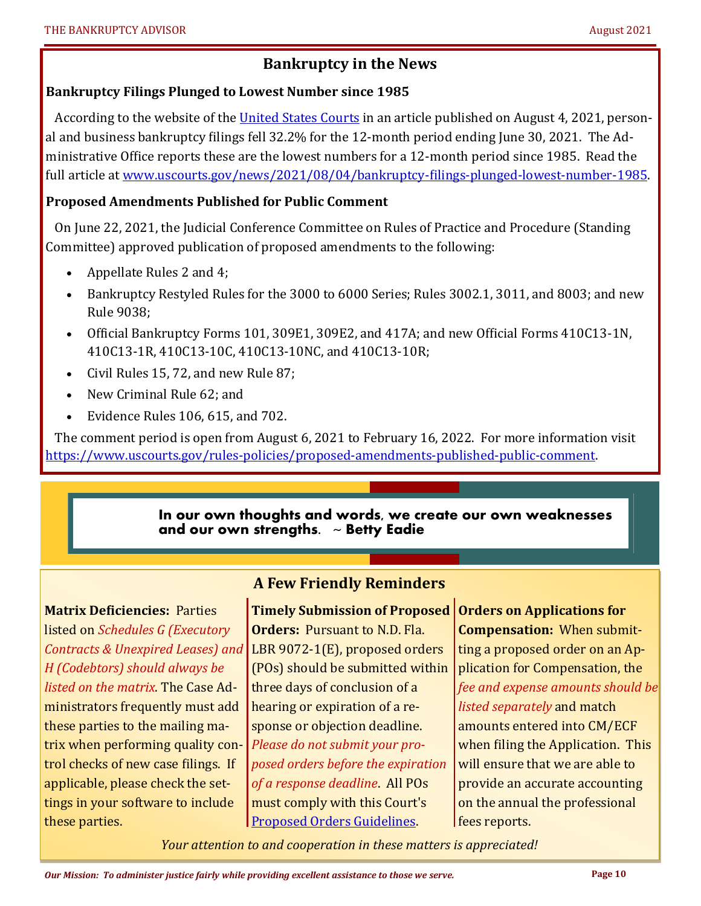## Bankruptcy in the News

### Bankruptcy Filings Plunged to Lowest Number since 1985

According to the website of the [United States Courts](https://www.uscourts.gov) in an article published on August 4, 2021, personal and business bankruptcy filings fell 32.2% for the 12-month period ending June 30, 2021. The Administrative Office reports these are the lowest numbers for a 12-month period since 1985. Read the full article at [www.uscourts.gov/news/2021/08/04/bankruptcy-filings-plunged-lowest-number-1985](www.uscourts.gov/news/2021/08/04/bankruptcy-filings-plunged-lowest-number-1985).

### Proposed Amendments Published for Public Comment

On June 22, 2021, the Judicial Conference Committee on Rules of Practice and Procedure (Standing Committee) approved publication of proposed amendments to the following:

- Appellate Rules 2 and 4;
- Bankruptcy Restyled Rules for the 3000 to 6000 Series; Rules 3002.1, 3011, and 8003; and new Rule 9038;
- Official Bankruptcy Forms 101, 309E1, 309E2, and 417A; and new Official Forms 410C13-1N, 410C13-1R, 410C13-10C, 410C13-10NC, and 410C13-10R;
- Civil Rules 15, 72, and new Rule 87;
- New Criminal Rule 62; and
- Evidence Rules 106, 615, and 702.

The comment period is open from August 6, 2021 to February 16, 2022. For more information visit [https://www.uscourts.gov/rules-policies/proposed-amendments-published-public-comment](https://www.uscourts.gov/rules-policies/proposed-amendments-published-public-comment).

**In our own thoughts and words, we create our own weaknesses and our own strengths. ~ Betty Eadie**

## A Few Friendly Reminders

**Matrix Deficiencies:** Parties listed on *Schedules G (Executory Contracts & Unexpired Leases) and H (Codebtors) should always be listed on the matrix*. The Case Administrators frequently must add these parties to the mailing matrix when performing quality control checks of new case filings. If applicable, please check the settings in your software to include these parties.

**Timely Submission of Proposed Orders:** Pursuant to N.D. Fla. LBR 9072-1(E), proposed orders (POs) should be submitted within three days of conclusion of a hearing or expiration of a response or objection deadline. *Please do not submit your proposed orders before the expiration of a response deadline*. All POs must comply with this Court's [Proposed Orders Guidelines](Proposed Orders Guidelines).

**Orders on Applications for Compensation:** When submitting a proposed order on an Application for Compensation, the *fee and expense amounts should be listed separately* and match amounts entered into CM/ECF when filing the Application. This will ensure that we are able to provide an accurate accounting on the annual the professional fees reports.

*Your attention to and cooperation in these matters is appreciated!*

*Our Mission: To administer justice fairly while providing excellent assistance to those we serve.*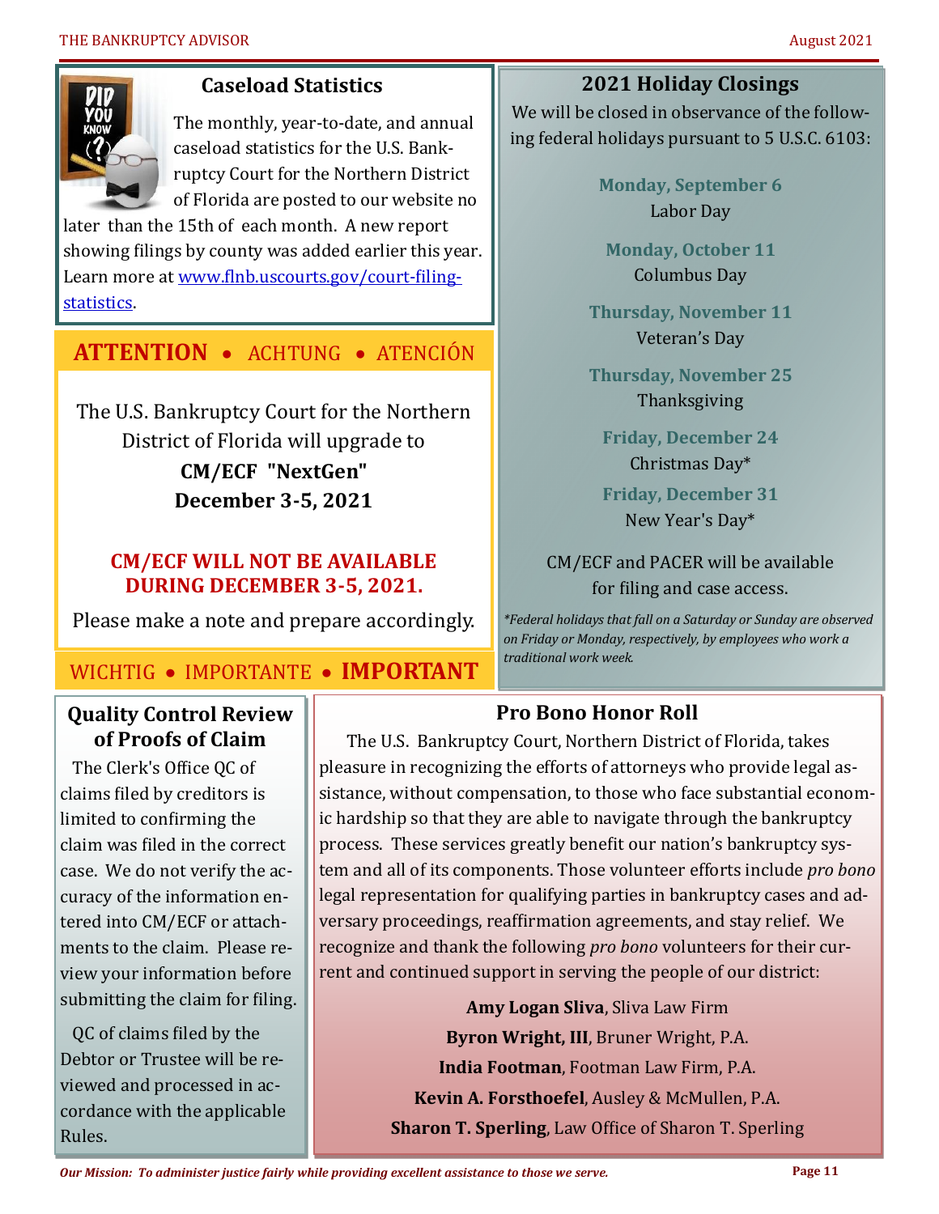## Caseload Statistics

The monthly, year-to-date, and annual caseload statistics for the U.S. Bankruptcy Court for the Northern District of Florida are posted to our website no later than the 15th of each month. A new report showing filings by county was added earlier this year. Learn more at [www.flnb.uscourts.gov/court-filing-statistics](www.flnb.uscourts.gov/court-filing-statistics).

**ATTENTION** • ACHTUNG • ATENCIÓN

The U.S. Bankruptcy Court for the Northern District of Florida will upgrade to

**CM/ECF "NextGen"**
**December 3-5, 2021**

**CM/ECF WILL NOT BE AVAILABLE DURING DECEMBER 3-5, 2021.**

Please make a note and prepare accordingly.

WICHTIG • IMPORTANTE • **IMPORTANT**

## 2021 Holiday Closings

We will be closed in observance of the following federal holidays pursuant to 5 U.S.C. 6103:

**Monday, September 6**
Labor Day

**Monday, October 11**
Columbus Day

**Thursday, November 11**
Veteran's Day

**Thursday, November 25**
Thanksgiving

**Friday, December 24**
Christmas Day*

**Friday, December 31**
New Year's Day*

CM/ECF and PACER will be available for filing and case access.

*\*Federal holidays that fall on a Saturday or Sunday are observed on Friday or Monday, respectively, by employees who work a traditional work week.*

## Quality Control Review of Proofs of Claim

The Clerk's Office QC of claims filed by creditors is limited to confirming the claim was filed in the correct case. We do not verify the accuracy of the information entered into CM/ECF or attachments to the claim. Please review your information before submitting the claim for filing.

QC of claims filed by the Debtor or Trustee will be reviewed and processed in accordance with the applicable Rules.

## Pro Bono Honor Roll

The U.S. Bankruptcy Court, Northern District of Florida, takes pleasure in recognizing the efforts of attorneys who provide legal assistance, without compensation, to those who face substantial economic hardship so that they are able to navigate through the bankruptcy process. These services greatly benefit our nation's bankruptcy system and all of its components. Those volunteer efforts include *pro bono* legal representation for qualifying parties in bankruptcy cases and adversary proceedings, reaffirmation agreements, and stay relief. We recognize and thank the following *pro bono* volunteers for their current and continued support in serving the people of our district:

**Amy Logan Sliva**, Sliva Law Firm
**Byron Wright, III**, Bruner Wright, P.A.
**India Footman**, Footman Law Firm, P.A.
**Kevin A. Forsthoefel**, Ausley & McMullen, P.A.
**Sharon T. Sperling**, Law Office of Sharon T. Sperling

*Our Mission: To administer justice fairly while providing excellent assistance to those we serve.*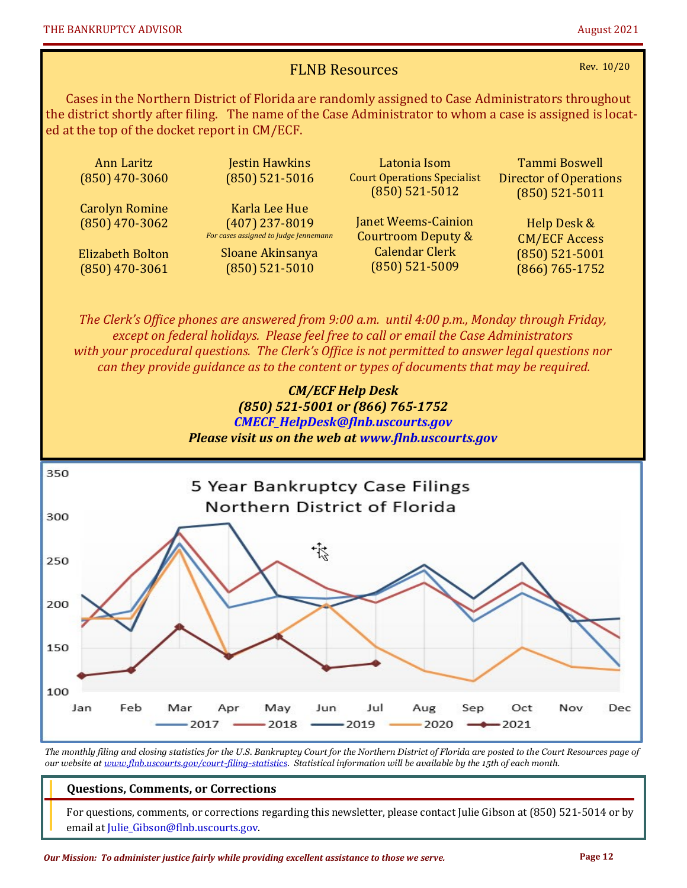## FLNB Resources

Rev. 10/20

Cases in the Northern District of Florida are randomly assigned to Case Administrators throughout the district shortly after filing. The name of the Case Administrator to whom a case is assigned is located at the top of the docket report in CM/ECF.

Ann Laritz
(850) 470-3060

Carolyn Romine
(850) 470-3062

Elizabeth Bolton
(850) 470-3061

Jestin Hawkins
(850) 521-5016

Karla Lee Hue
(407) 237-8019
*For cases assigned to Judge Jennemann*

Sloane Akinsanya
(850) 521-5010

Latonia Isom
Court Operations Specialist
(850) 521-5012

Janet Weems-Cainion
Courtroom Deputy & Calendar Clerk
(850) 521-5009

Tammi Boswell
Director of Operations
(850) 521-5011

Help Desk & CM/ECF Access
(850) 521-5001
(866) 765-1752

*The Clerk's Office phones are answered from 9:00 a.m. until 4:00 p.m., Monday through Friday, except on federal holidays. Please feel free to call or email the Case Administrators with your procedural questions. The Clerk's Office is not permitted to answer legal questions nor can they provide guidance as to the content or types of documents that may be required.*

***CM/ECF Help Desk***
***(850) 521-5001 or (866) 765-1752***
***CMECF_HelpDesk@flnb.uscourts.gov***
***Please visit us on the web at www.flnb.uscourts.gov***

5 Year Bankruptcy Case Filings
Northern District of Florida

350
300
250
200
150
100

Jan Feb Mar Apr May Jun Jul Aug Sep Oct Nov Dec

2017 2018 2019 2020 2021

*The monthly filing and closing statistics for the U.S. Bankruptcy Court for the Northern District of Florida are posted to the Court Resources page of our website at www.flnb.uscourts.gov/court-filing-statistics. Statistical information will be available by the 15th of each month.*

### Questions, Comments, or Corrections

For questions, comments, or corrections regarding this newsletter, please contact Julie Gibson at (850) 521-5014 or by email at Julie_Gibson@flnb.uscourts.gov.

***Our Mission: To administer justice fairly while providing excellent assistance to those we serve.***